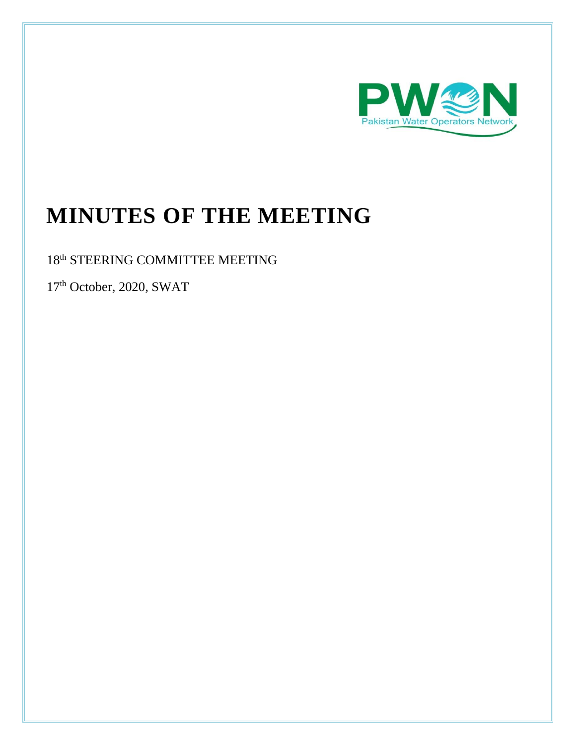PWON

Pakistan Water Operators Network

# MINUTES OF THE MEETING

18th STEERING COMMITTEE MEETING

17th October, 2020, SWAT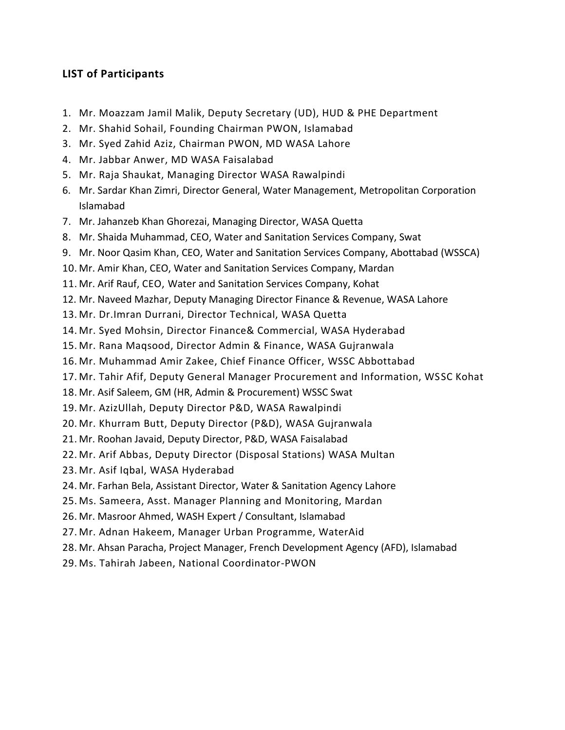**LIST of Participants**

1. Mr. Moazzam Jamil Malik, Deputy Secretary (UD), HUD & PHE Department
2. Mr. Shahid Sohail, Founding Chairman PWON, Islamabad
3. Mr. Syed Zahid Aziz, Chairman PWON, MD WASA Lahore
4. Mr. Jabbar Anwer, MD WASA Faisalabad
5. Mr. Raja Shaukat, Managing Director WASA Rawalpindi
6. Mr. Sardar Khan Zimri, Director General, Water Management, Metropolitan Corporation Islamabad
7. Mr. Jahanzeb Khan Ghorezai, Managing Director, WASA Quetta
8. Mr. Shaida Muhammad, CEO, Water and Sanitation Services Company, Swat
9. Mr. Noor Qasim Khan, CEO, Water and Sanitation Services Company, Abottabad (WSSCA)
10. Mr. Amir Khan, CEO, Water and Sanitation Services Company, Mardan
11. Mr. Arif Rauf, CEO, Water and Sanitation Services Company, Kohat
12. Mr. Naveed Mazhar, Deputy Managing Director Finance & Revenue, WASA Lahore
13. Mr. Dr.Imran Durrani, Director Technical, WASA Quetta
14. Mr. Syed Mohsin, Director Finance& Commercial, WASA Hyderabad
15. Mr. Rana Maqsood, Director Admin & Finance, WASA Gujranwala
16. Mr. Muhammad Amir Zakee, Chief Finance Officer, WSSC Abbottabad
17. Mr. Tahir Afif, Deputy General Manager Procurement and Information, WSSC Kohat
18. Mr. Asif Saleem, GM (HR, Admin & Procurement) WSSC Swat
19. Mr. AzizUllah, Deputy Director P&D, WASA Rawalpindi
20. Mr. Khurram Butt, Deputy Director (P&D), WASA Gujranwala
21. Mr. Roohan Javaid, Deputy Director, P&D, WASA Faisalabad
22. Mr. Arif Abbas, Deputy Director (Disposal Stations) WASA Multan
23. Mr. Asif Iqbal, WASA Hyderabad
24. Mr. Farhan Bela, Assistant Director, Water & Sanitation Agency Lahore
25. Ms. Sameera, Asst. Manager Planning and Monitoring, Mardan
26. Mr. Masroor Ahmed, WASH Expert / Consultant, Islamabad
27. Mr. Adnan Hakeem, Manager Urban Programme, WaterAid
28. Mr. Ahsan Paracha, Project Manager, French Development Agency (AFD), Islamabad
29. Ms. Tahirah Jabeen, National Coordinator-PWON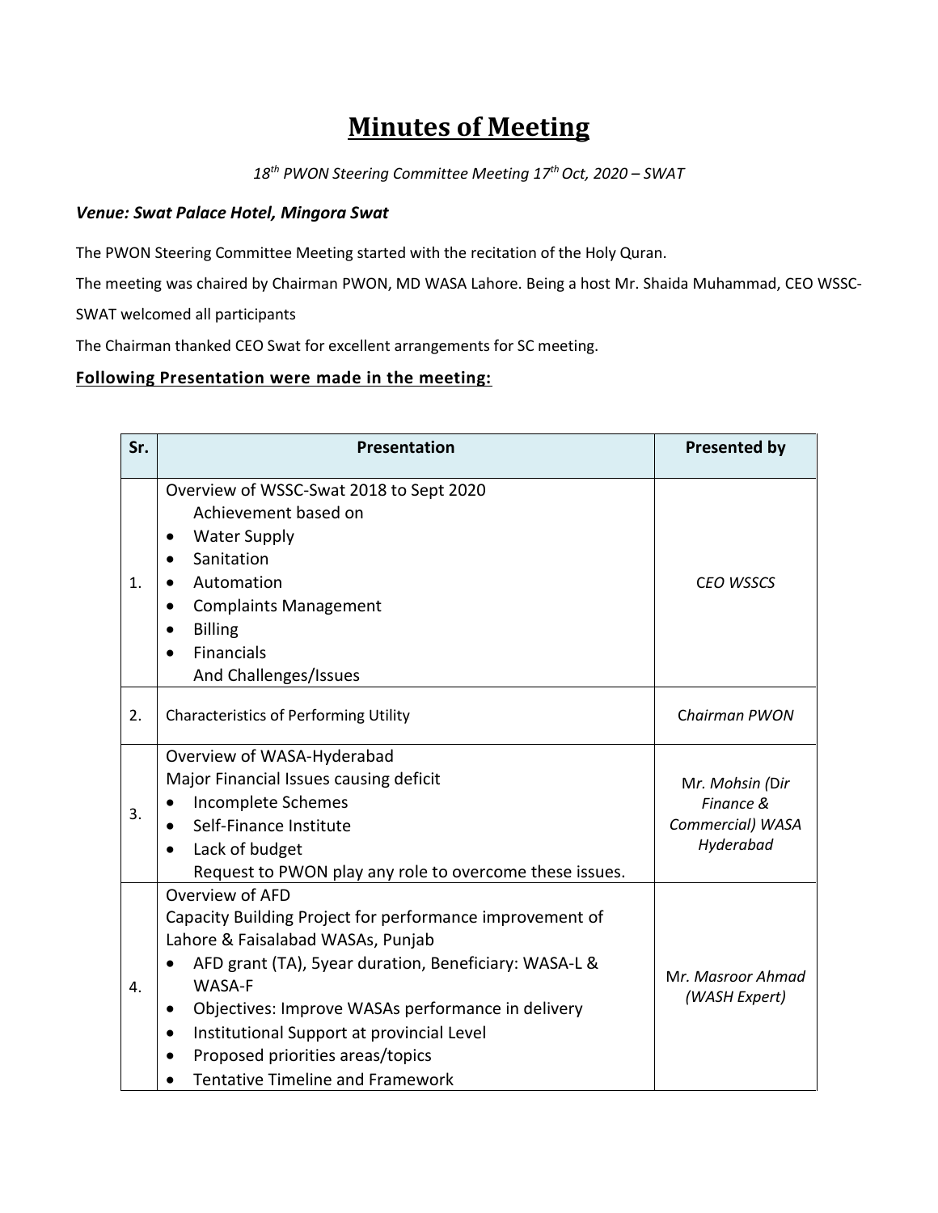# Minutes of Meeting

*18th PWON Steering Committee Meeting 17th Oct, 2020 – SWAT*

***Venue: Swat Palace Hotel, Mingora Swat***

The PWON Steering Committee Meeting started with the recitation of the Holy Quran.

The meeting was chaired by Chairman PWON, MD WASA Lahore. Being a host Mr. Shaida Muhammad, CEO WSSC-SWAT welcomed all participants

The Chairman thanked CEO Swat for excellent arrangements for SC meeting.

**Following Presentation were made in the meeting:**

| Sr. | Presentation | Presented by |
|---|---|---|
| 1. | Overview of WSSC-Swat 2018 to Sept 2020<br>Achievement based on<br>• Water Supply<br>• Sanitation<br>• Automation<br>• Complaints Management<br>• Billing<br>• Financials<br>And Challenges/Issues | *CEO WSSCS* |
| 2. | Characteristics of Performing Utility | *Chairman PWON* |
| 3. | Overview of WASA-Hyderabad<br>Major Financial Issues causing deficit<br>• Incomplete Schemes<br>• Self-Finance Institute<br>• Lack of budget<br>Request to PWON play any role to overcome these issues. | Mr. *Mohsin (Dir Finance & Commercial) WASA Hyderabad* |
| 4. | Overview of AFD<br>Capacity Building Project for performance improvement of Lahore & Faisalabad WASAs, Punjab<br>• AFD grant (TA), 5year duration, Beneficiary: WASA-L & WASA-F<br>• Objectives: Improve WASAs performance in delivery<br>• Institutional Support at provincial Level<br>• Proposed priorities areas/topics<br>• Tentative Timeline and Framework | Mr. *Masroor Ahmad (WASH Expert)* |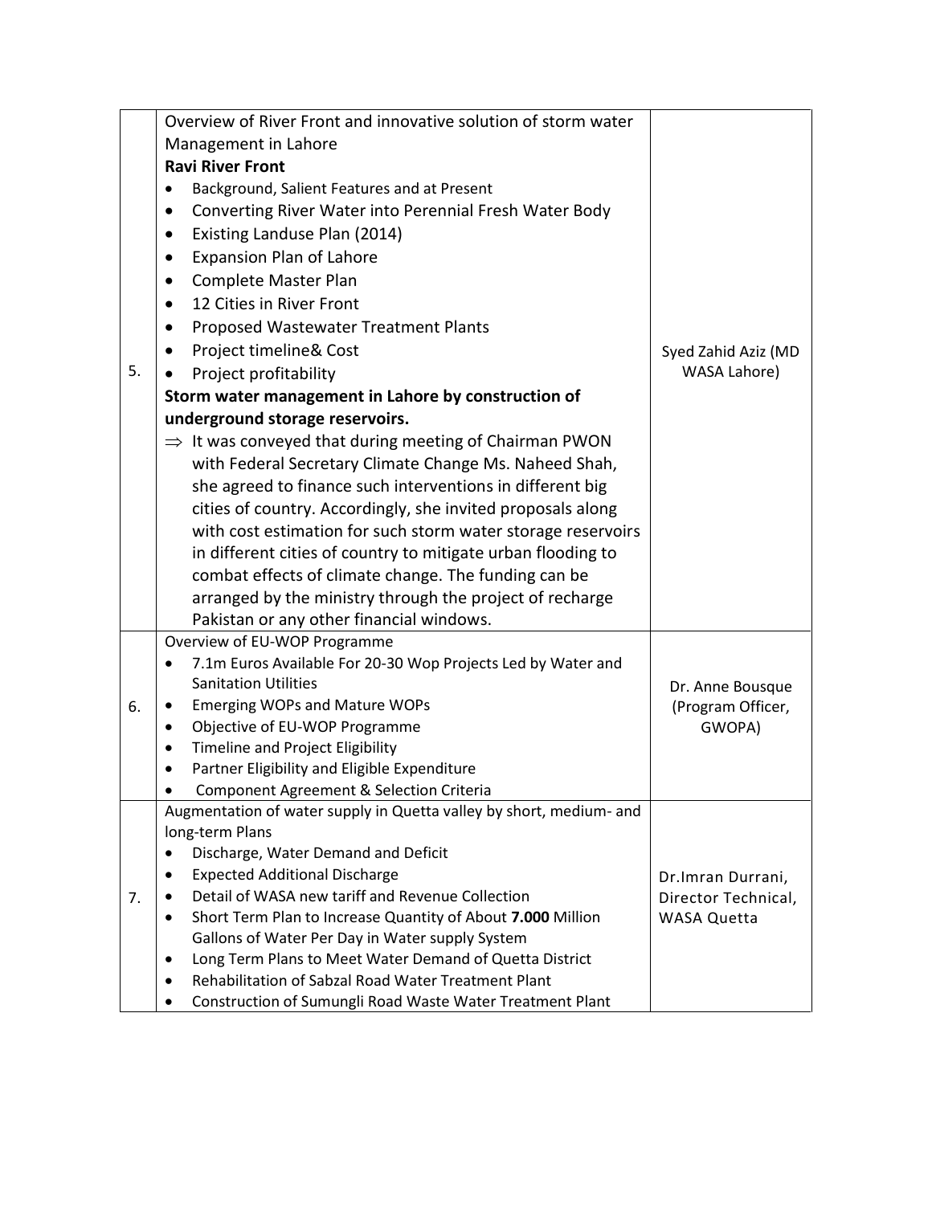| | | |
|---|---|---|
| 5. | Overview of River Front and innovative solution of storm water Management in Lahore<br>**Ravi River Front**<br>• Background, Salient Features and at Present<br>• Converting River Water into Perennial Fresh Water Body<br>• Existing Landuse Plan (2014)<br>• Expansion Plan of Lahore<br>• Complete Master Plan<br>• 12 Cities in River Front<br>• Proposed Wastewater Treatment Plants<br>• Project timeline& Cost<br>• Project profitability<br>**Storm water management in Lahore by construction of underground storage reservoirs.**<br>⇒ It was conveyed that during meeting of Chairman PWON with Federal Secretary Climate Change Ms. Naheed Shah, she agreed to finance such interventions in different big cities of country. Accordingly, she invited proposals along with cost estimation for such storm water storage reservoirs in different cities of country to mitigate urban flooding to combat effects of climate change. The funding can be arranged by the ministry through the project of recharge Pakistan or any other financial windows. | Syed Zahid Aziz (MD WASA Lahore) |
| 6. | Overview of EU-WOP Programme<br>• 7.1m Euros Available For 20-30 Wop Projects Led by Water and Sanitation Utilities<br>• Emerging WOPs and Mature WOPs<br>• Objective of EU-WOP Programme<br>• Timeline and Project Eligibility<br>• Partner Eligibility and Eligible Expenditure<br>• Component Agreement & Selection Criteria | Dr. Anne Bousque (Program Officer, GWOPA) |
| 7. | Augmentation of water supply in Quetta valley by short, medium- and long-term Plans<br>• Discharge, Water Demand and Deficit<br>• Expected Additional Discharge<br>• Detail of WASA new tariff and Revenue Collection<br>• Short Term Plan to Increase Quantity of About **7.000** Million Gallons of Water Per Day in Water supply System<br>• Long Term Plans to Meet Water Demand of Quetta District<br>• Rehabilitation of Sabzal Road Water Treatment Plant<br>• Construction of Sumungli Road Waste Water Treatment Plant | Dr.Imran Durrani, Director Technical, WASA Quetta |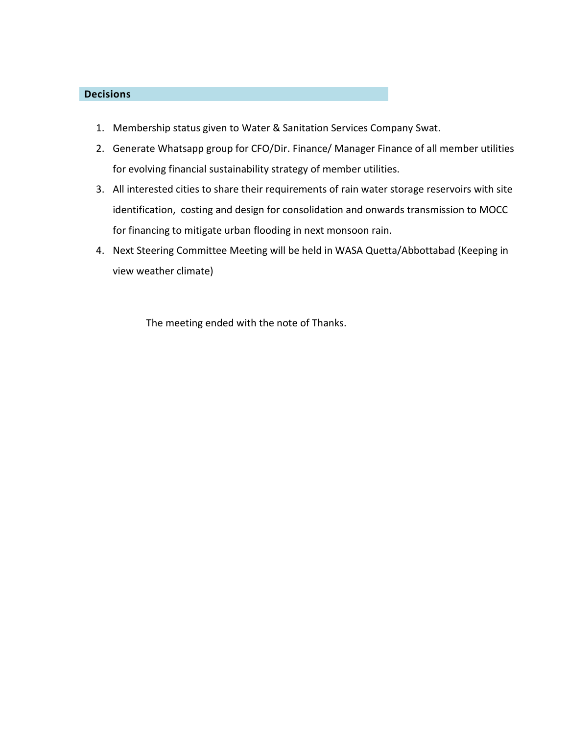## Decisions

1. Membership status given to Water & Sanitation Services Company Swat.
2. Generate Whatsapp group for CFO/Dir. Finance/ Manager Finance of all member utilities for evolving financial sustainability strategy of member utilities.
3. All interested cities to share their requirements of rain water storage reservoirs with site identification, costing and design for consolidation and onwards transmission to MOCC for financing to mitigate urban flooding in next monsoon rain.
4. Next Steering Committee Meeting will be held in WASA Quetta/Abbottabad (Keeping in view weather climate)

The meeting ended with the note of Thanks.